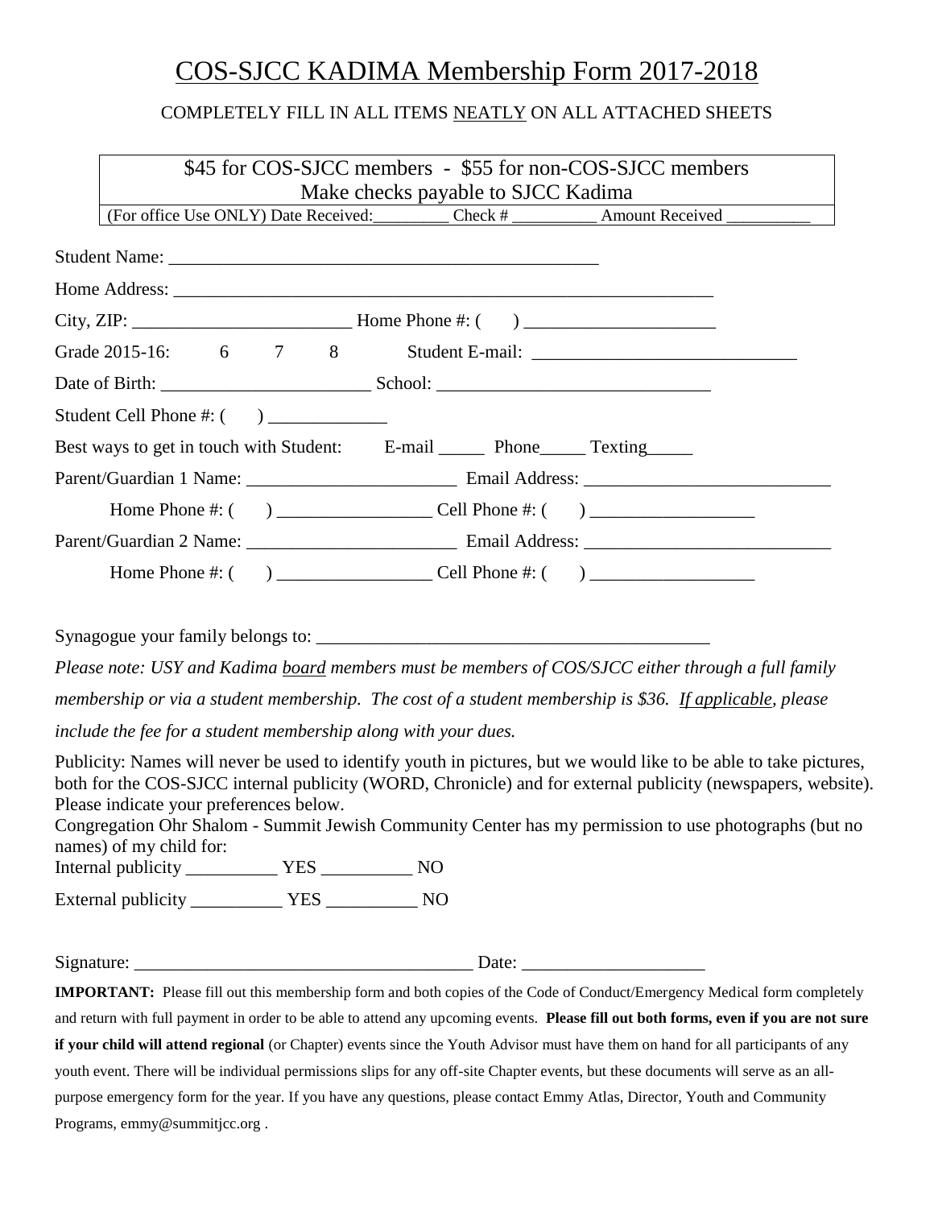# COS-SJCC KADIMA Membership Form 2017-2018

COMPLETELY FILL IN ALL ITEMS NEATLY ON ALL ATTACHED SHEETS

| $45 for COS-SJCC members - $55 for non-COS-SJCC members<br>Make checks payable to SJCC Kadima |
|---|
| (For office Use ONLY) Date Received:_________ Check # __________ Amount Received __________ |

Student Name: ________________________________________________

Home Address: ____________________________________________________________

City, ZIP: ________________________ Home Phone #: (     ) ____________________

Grade 2015-16:   6   7   8   Student E-mail: ____________________________

Date of Birth: ______________________ School: ____________________________

Student Cell Phone #: (     ) ____________

Best ways to get in touch with Student:   E-mail _____ Phone_____ Texting_____

Parent/Guardian 1 Name: ______________________ Email Address: __________________________

Home Phone #: (     ) ________________ Cell Phone #: (     ) _________________

Parent/Guardian 2 Name: ______________________ Email Address: __________________________

Home Phone #: (     ) ________________ Cell Phone #: (     ) _________________

Synagogue your family belongs to: ____________________________________________

*Please note: USY and Kadima board members must be members of COS/SJCC either through a full family membership or via a student membership. The cost of a student membership is $36. If applicable, please include the fee for a student membership along with your dues.*

Publicity: Names will never be used to identify youth in pictures, but we would like to be able to take pictures, both for the COS-SJCC internal publicity (WORD, Chronicle) and for external publicity (newspapers, website). Please indicate your preferences below.

Congregation Ohr Shalom - Summit Jewish Community Center has my permission to use photographs (but no names) of my child for:

Internal publicity __________ YES __________ NO

External publicity __________ YES __________ NO

Signature: ____________________________________ Date: ___________________

**IMPORTANT:** Please fill out this membership form and both copies of the Code of Conduct/Emergency Medical form completely and return with full payment in order to be able to attend any upcoming events. **Please fill out both forms, even if you are not sure if your child will attend regional** (or Chapter) events since the Youth Advisor must have them on hand for all participants of any youth event. There will be individual permissions slips for any off-site Chapter events, but these documents will serve as an all-purpose emergency form for the year. If you have any questions, please contact Emmy Atlas, Director, Youth and Community Programs, emmy@summitjcc.org .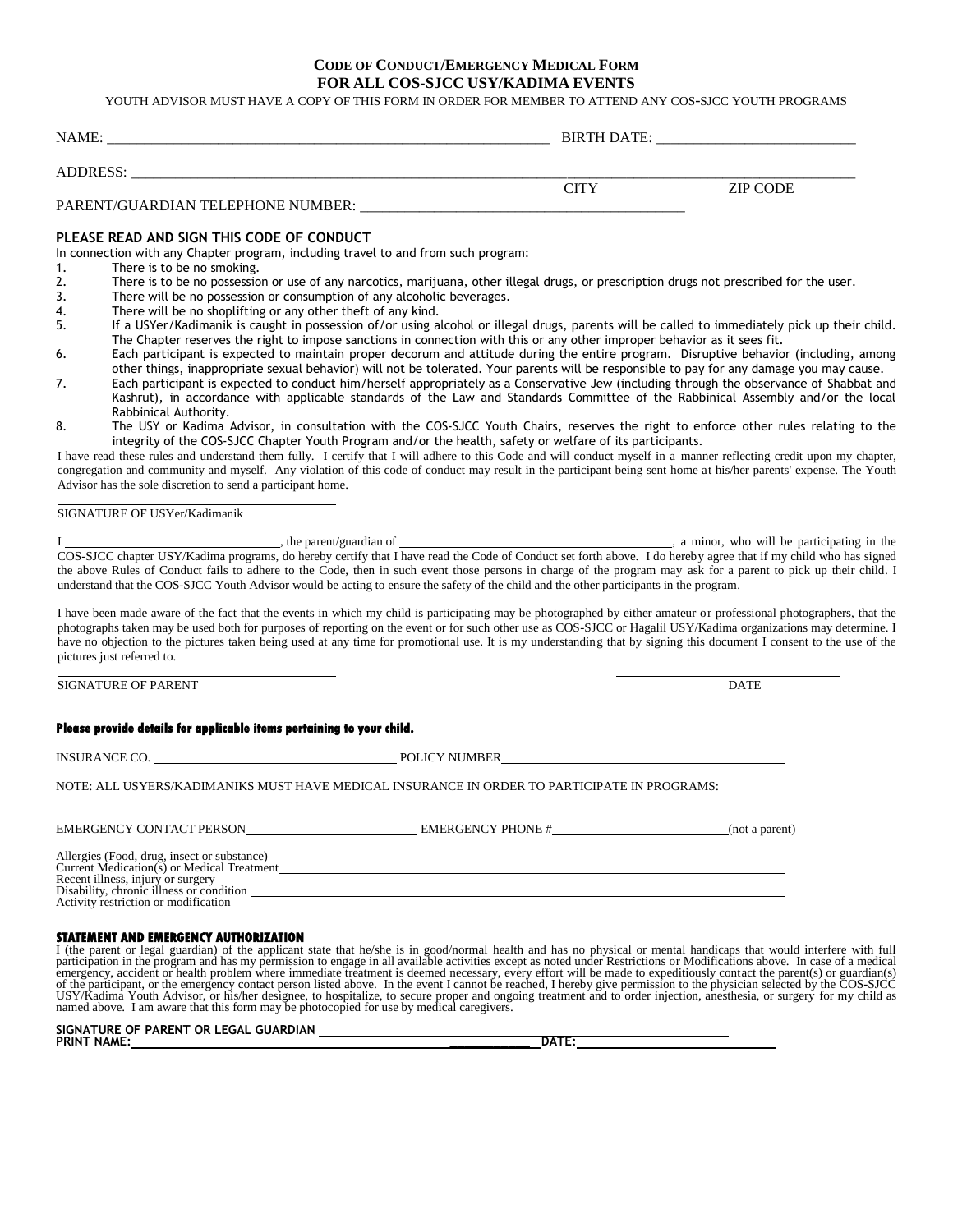**CODE OF CONDUCT/EMERGENCY MEDICAL FORM**
**FOR ALL COS-SJCC USY/KADIMA EVENTS**

YOUTH ADVISOR MUST HAVE A COPY OF THIS FORM IN ORDER FOR MEMBER TO ATTEND ANY COS-SJCC YOUTH PROGRAMS

NAME: ____________________________________________________________ BIRTH DATE: ___________________________

ADDRESS: ______________________________________________________________________________________________
CITY ZIP CODE

PARENT/GUARDIAN TELEPHONE NUMBER: _____________________________________________

### PLEASE READ AND SIGN THIS CODE OF CONDUCT

In connection with any Chapter program, including travel to and from such program:

1. There is to be no smoking.
2. There is to be no possession or use of any narcotics, marijuana, other illegal drugs, or prescription drugs not prescribed for the user.
3. There will be no possession or consumption of any alcoholic beverages.
4. There will be no shoplifting or any other theft of any kind.
5. If a USYer/Kadimanik is caught in possession of/or using alcohol or illegal drugs, parents will be called to immediately pick up their child. The Chapter reserves the right to impose sanctions in connection with this or any other improper behavior as it sees fit.
6. Each participant is expected to maintain proper decorum and attitude during the entire program. Disruptive behavior (including, among other things, inappropriate sexual behavior) will not be tolerated. Your parents will be responsible to pay for any damage you may cause.
7. Each participant is expected to conduct him/herself appropriately as a Conservative Jew (including through the observance of Shabbat and Kashrut), in accordance with applicable standards of the Law and Standards Committee of the Rabbinical Assembly and/or the local Rabbinical Authority.
8. The USY or Kadima Advisor, in consultation with the COS-SJCC Youth Chairs, reserves the right to enforce other rules relating to the integrity of the COS-SJCC Chapter Youth Program and/or the health, safety or welfare of its participants.

I have read these rules and understand them fully. I certify that I will adhere to this Code and will conduct myself in a manner reflecting credit upon my chapter, congregation and community and myself. Any violation of this code of conduct may result in the participant being sent home at his/her parents' expense. The Youth Advisor has the sole discretion to send a participant home.

______________________________
SIGNATURE OF USYer/Kadimanik

I ______________________________, the parent/guardian of ________________________________________, a minor, who will be participating in the COS-SJCC chapter USY/Kadima programs, do hereby certify that I have read the Code of Conduct set forth above. I do hereby agree that if my child who has signed the above Rules of Conduct fails to adhere to the Code, then in such event those persons in charge of the program may ask for a parent to pick up their child. I understand that the COS-SJCC Youth Advisor would be acting to ensure the safety of the child and the other participants in the program.

I have been made aware of the fact that the events in which my child is participating may be photographed by either amateur or professional photographers, that the photographs taken may be used both for purposes of reporting on the event or for such other use as COS-SJCC or Hagalil USY/Kadima organizations may determine. I have no objection to the pictures taken being used at any time for promotional use. It is my understanding that by signing this document I consent to the use of the pictures just referred to.

______________________________ ______________________________
SIGNATURE OF PARENT DATE

**Please provide details for applicable items pertaining to your child.**

INSURANCE CO. ______________________________ POLICY NUMBER ______________________________

NOTE: ALL USYERS/KADIMANIKS MUST HAVE MEDICAL INSURANCE IN ORDER TO PARTICIPATE IN PROGRAMS:

EMERGENCY CONTACT PERSON ______________________ EMERGENCY PHONE # ______________________ (not a parent)

Allergies (Food, drug, insect or substance) ______________________________
Current Medication(s) or Medical Treatment ______________________________
Recent illness, injury or surgery ______________________________
Disability, chronic illness or condition ______________________________
Activity restriction or modification ______________________________

### STATEMENT AND EMERGENCY AUTHORIZATION

I (the parent or legal guardian) of the applicant state that he/she is in good/normal health and has no physical or mental handicaps that would interfere with full participation in the program and has my permission to engage in all available activities except as noted under Restrictions or Modifications above. In case of a medical emergency, accident or health problem where immediate treatment is deemed necessary, every effort will be made to expeditiously contact the parent(s) or guardian(s) of the participant, or the emergency contact person listed above. In the event I cannot be reached, I hereby give permission to the physician selected by the COS-SJCC USY/Kadima Youth Advisor, or his/her designee, to hospitalize, to secure proper and ongoing treatment and to order injection, anesthesia, or surgery for my child as named above. I am aware that this form may be photocopied for use by medical caregivers.

**SIGNATURE OF PARENT OR LEGAL GUARDIAN** ______________________________
**PRINT NAME:** ______________________________ **DATE:** ______________________________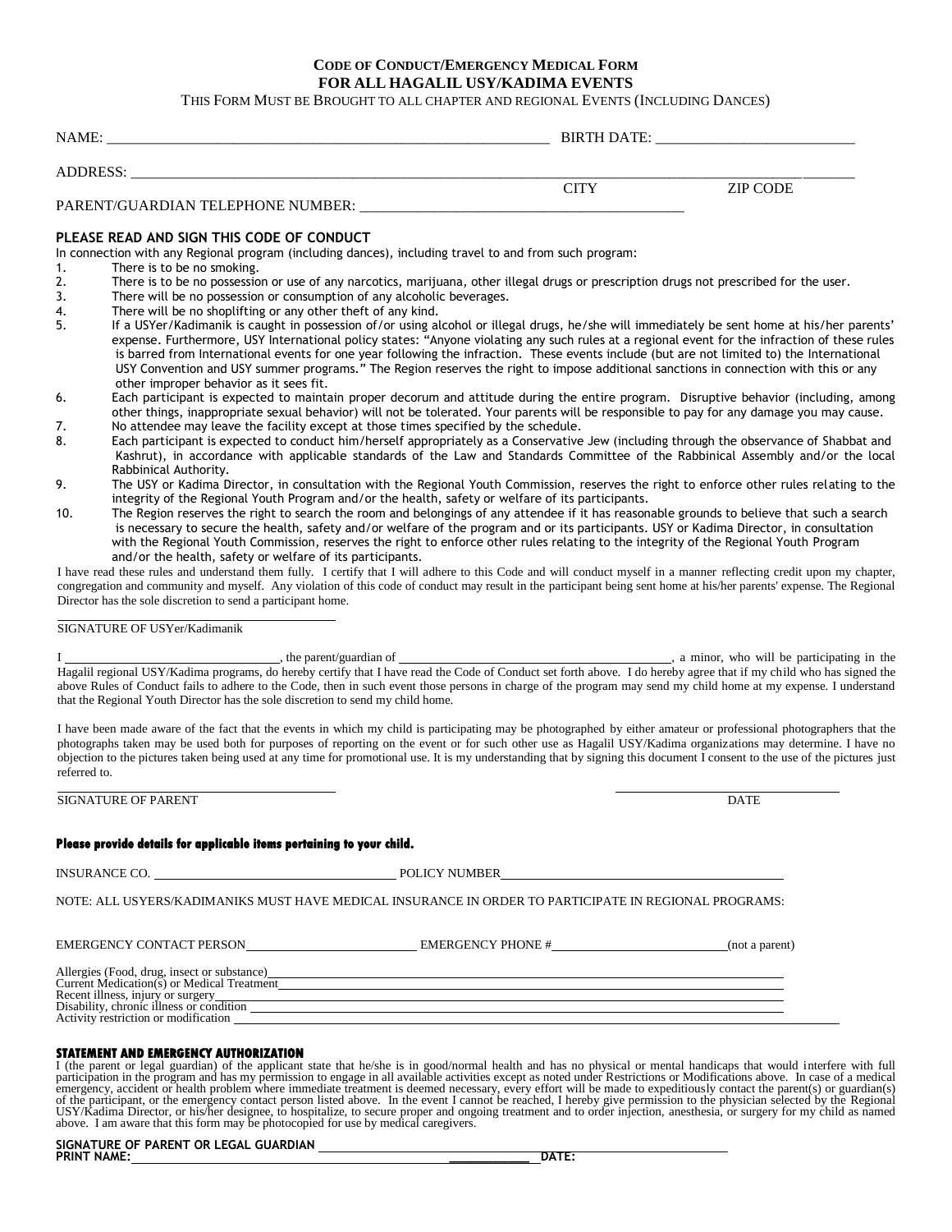# CODE OF CONDUCT/EMERGENCY MEDICAL FORM
## FOR ALL HAGALIL USY/KADIMA EVENTS

THIS FORM MUST BE BROUGHT TO ALL CHAPTER AND REGIONAL EVENTS (INCLUDING DANCES)

NAME: ____________________________________________ BIRTH DATE: ______________________

ADDRESS: ______________________________________________________________________________
CITY ZIP CODE

PARENT/GUARDIAN TELEPHONE NUMBER: ______________________________________

### PLEASE READ AND SIGN THIS CODE OF CONDUCT

In connection with any Regional program (including dances), including travel to and from such program:

1. There is to be no smoking.
2. There is to be no possession or use of any narcotics, marijuana, other illegal drugs or prescription drugs not prescribed for the user.
3. There will be no possession or consumption of any alcoholic beverages.
4. There will be no shoplifting or any other theft of any kind.
5. If a USYer/Kadimanik is caught in possession of/or using alcohol or illegal drugs, he/she will immediately be sent home at his/her parents' expense. Furthermore, USY International policy states: "Anyone violating any such rules at a regional event for the infraction of these rules is barred from International events for one year following the infraction. These events include (but are not limited to) the International USY Convention and USY summer programs." The Region reserves the right to impose additional sanctions in connection with this or any other improper behavior as it sees fit.
6. Each participant is expected to maintain proper decorum and attitude during the entire program. Disruptive behavior (including, among other things, inappropriate sexual behavior) will not be tolerated. Your parents will be responsible to pay for any damage you may cause.
7. No attendee may leave the facility except at those times specified by the schedule.
8. Each participant is expected to conduct him/herself appropriately as a Conservative Jew (including through the observance of Shabbat and Kashrut), in accordance with applicable standards of the Law and Standards Committee of the Rabbinical Assembly and/or the local Rabbinical Authority.
9. The USY or Kadima Director, in consultation with the Regional Youth Commission, reserves the right to enforce other rules relating to the integrity of the Regional Youth Program and/or the health, safety or welfare of its participants.
10. The Region reserves the right to search the room and belongings of any attendee if it has reasonable grounds to believe that such a search is necessary to secure the health, safety and/or welfare of the program and or its participants. USY or Kadima Director, in consultation with the Regional Youth Commission, reserves the right to enforce other rules relating to the integrity of the Regional Youth Program and/or the health, safety or welfare of its participants.

I have read these rules and understand them fully. I certify that I will adhere to this Code and will conduct myself in a manner reflecting credit upon my chapter, congregation and community and myself. Any violation of this code of conduct may result in the participant being sent home at his/her parents' expense. The Regional Director has the sole discretion to send a participant home.

______________________________
SIGNATURE OF USYer/Kadimanik

I ______________________, the parent/guardian of ______________________________, a minor, who will be participating in the Hagalil regional USY/Kadima programs, do hereby certify that I have read the Code of Conduct set forth above. I do hereby agree that if my child who has signed the above Rules of Conduct fails to adhere to the Code, then in such event those persons in charge of the program may send my child home at my expense. I understand that the Regional Youth Director has the sole discretion to send my child home.

I have been made aware of the fact that the events in which my child is participating may be photographed by either amateur or professional photographers that the photographs taken may be used both for purposes of reporting on the event or for such other use as Hagalil USY/Kadima organizations may determine. I have no objection to the pictures taken being used at any time for promotional use. It is my understanding that by signing this document I consent to the use of the pictures just referred to.

______________________________ ______________________
SIGNATURE OF PARENT DATE

**Please provide details for applicable items pertaining to your child.**

INSURANCE CO. ______________________ POLICY NUMBER ______________________

NOTE: ALL USYERS/KADIMANIKS MUST HAVE MEDICAL INSURANCE IN ORDER TO PARTICIPATE IN REGIONAL PROGRAMS:

EMERGENCY CONTACT PERSON ______________________ EMERGENCY PHONE # ______________________ (not a parent)

Allergies (Food, drug, insect or substance) ______________________________
Current Medication(s) or Medical Treatment ______________________________
Recent illness, injury or surgery ______________________________
Disability, chronic illness or condition ______________________________
Activity restriction or modification ______________________________

### STATEMENT AND EMERGENCY AUTHORIZATION

I (the parent or legal guardian) of the applicant state that he/she is in good/normal health and has no physical or mental handicaps that would interfere with full participation in the program and has my permission to engage in all available activities except as noted under Restrictions or Modifications above. In case of a medical emergency, accident or health problem where immediate treatment is deemed necessary, every effort will be made to expeditiously contact the parent(s) or guardian(s) of the participant, or the emergency contact person listed above. In the event I cannot be reached, I hereby give permission to the physician selected by the Regional USY/Kadima Director, or his/her designee, to hospitalize, to secure proper and ongoing treatment and to order injection, anesthesia, or surgery for my child as named above. I am aware that this form may be photocopied for use by medical caregivers.

**SIGNATURE OF PARENT OR LEGAL GUARDIAN** ______________________________
**PRINT NAME:** ______________________________ **DATE:**